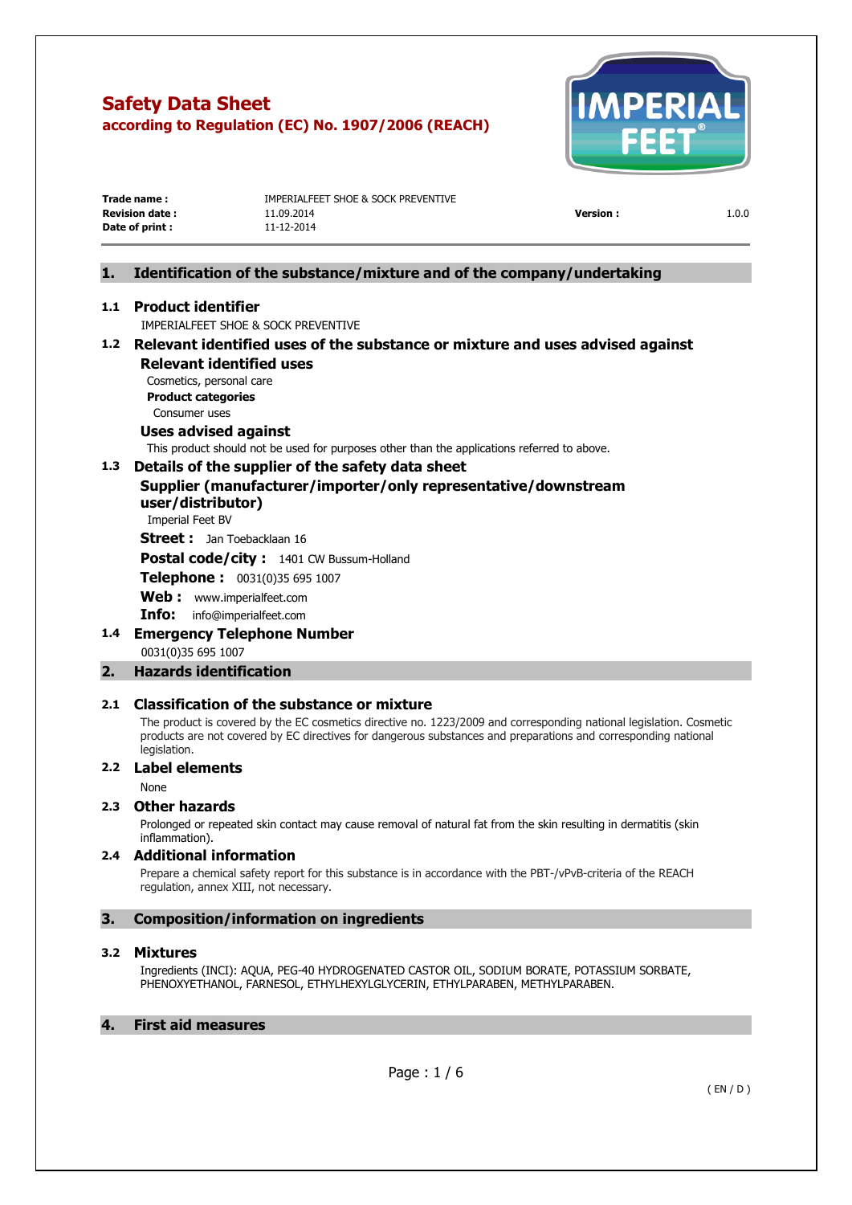# Safety Data Sheet

**according to Regulation (EC) No. 1907/2006 (REACH)**

| | | | |
|---|---|---|---|
| **Trade name :** | IMPERIALFEET SHOE & SOCK PREVENTIVE | | |
| **Revision date :** | 11.09.2014 | **Version :** | 1.0.0 |
| **Date of print :** | 11-12-2014 | | |

## 1. Identification of the substance/mixture and of the company/undertaking

### 1.1 Product identifier

IMPERIALFEET SHOE & SOCK PREVENTIVE

### 1.2 Relevant identified uses of the substance or mixture and uses advised against

**Relevant identified uses**

Cosmetics, personal care

**Product categories**

Consumer uses

**Uses advised against**

This product should not be used for purposes other than the applications referred to above.

### 1.3 Details of the supplier of the safety data sheet

**Supplier (manufacturer/importer/only representative/downstream user/distributor)**

Imperial Feet BV

**Street :** Jan Toebacklaan 16

**Postal code/city :** 1401 CW Bussum-Holland

**Telephone :** 0031(0)35 695 1007

**Web :** www.imperialfeet.com

**Info:** info@imperialfeet.com

### 1.4 Emergency Telephone Number

0031(0)35 695 1007

## 2. Hazards identification

### 2.1 Classification of the substance or mixture

The product is covered by the EC cosmetics directive no. 1223/2009 and corresponding national legislation. Cosmetic products are not covered by EC directives for dangerous substances and preparations and corresponding national legislation.

### 2.2 Label elements

None

### 2.3 Other hazards

Prolonged or repeated skin contact may cause removal of natural fat from the skin resulting in dermatitis (skin inflammation).

### 2.4 Additional information

Prepare a chemical safety report for this substance is in accordance with the PBT-/vPvB-criteria of the REACH regulation, annex XIII, not necessary.

## 3. Composition/information on ingredients

### 3.2 Mixtures

Ingredients (INCI): AQUA, PEG-40 HYDROGENATED CASTOR OIL, SODIUM BORATE, POTASSIUM SORBATE, PHENOXYETHANOL, FARNESOL, ETHYLHEXYLGLYCERIN, ETHYLPARABEN, METHYLPARABEN.

## 4. First aid measures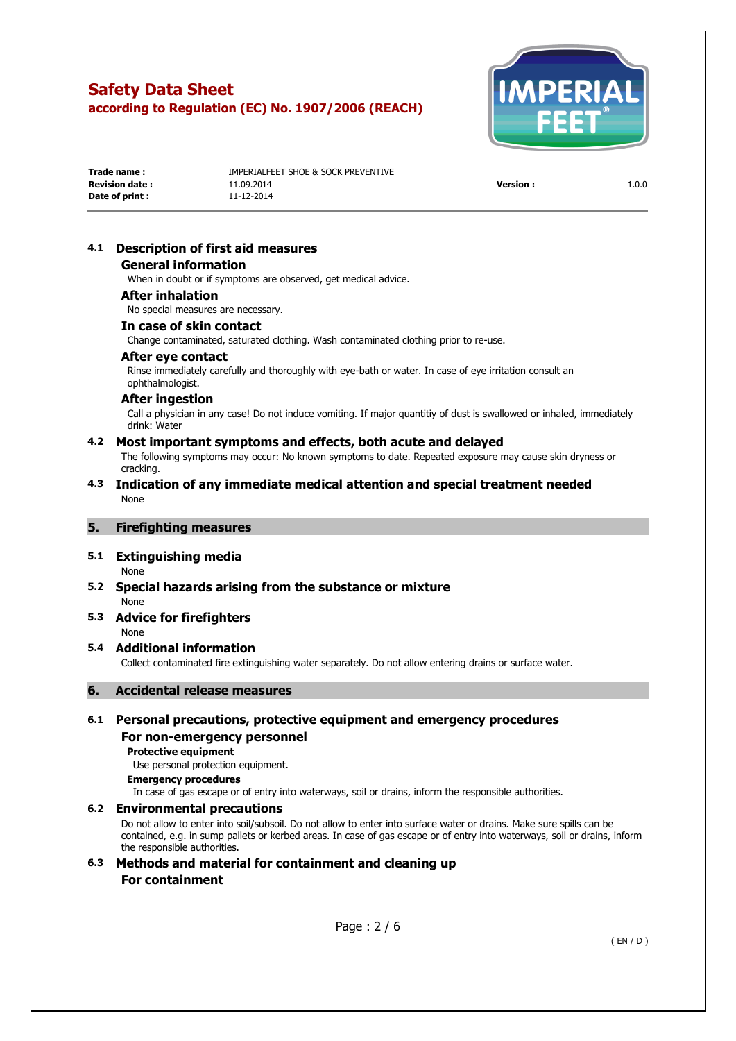### 4.1 Description of first aid measures

#### General information

When in doubt or if symptoms are observed, get medical advice.

#### After inhalation

No special measures are necessary.

#### In case of skin contact

Change contaminated, saturated clothing. Wash contaminated clothing prior to re-use.

#### After eye contact

Rinse immediately carefully and thoroughly with eye-bath or water. In case of eye irritation consult an ophthalmologist.

#### After ingestion

Call a physician in any case! Do not induce vomiting. If major quantitiy of dust is swallowed or inhaled, immediately drink: Water

### 4.2 Most important symptoms and effects, both acute and delayed

The following symptoms may occur: No known symptoms to date. Repeated exposure may cause skin dryness or cracking.

### 4.3 Indication of any immediate medical attention and special treatment needed

None

## 5. Firefighting measures

### 5.1 Extinguishing media

None

### 5.2 Special hazards arising from the substance or mixture

None

### 5.3 Advice for firefighters

None

### 5.4 Additional information

Collect contaminated fire extinguishing water separately. Do not allow entering drains or surface water.

## 6. Accidental release measures

### 6.1 Personal precautions, protective equipment and emergency procedures

#### For non-emergency personnel

**Protective equipment**

Use personal protection equipment.

**Emergency procedures**

In case of gas escape or of entry into waterways, soil or drains, inform the responsible authorities.

### 6.2 Environmental precautions

Do not allow to enter into soil/subsoil. Do not allow to enter into surface water or drains. Make sure spills can be contained, e.g. in sump pallets or kerbed areas. In case of gas escape or of entry into waterways, soil or drains, inform the responsible authorities.

### 6.3 Methods and material for containment and cleaning up

#### For containment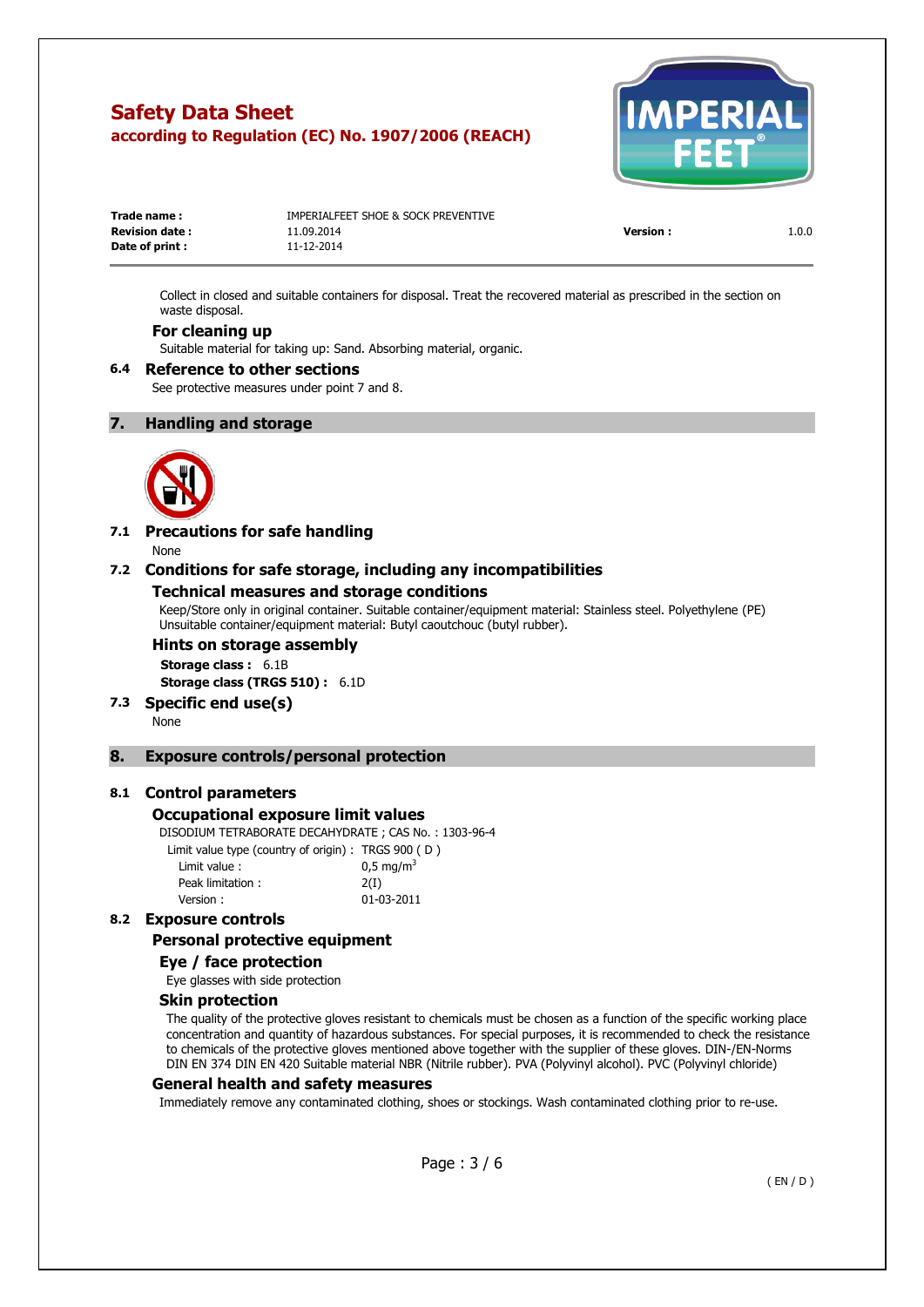Collect in closed and suitable containers for disposal. Treat the recovered material as prescribed in the section on waste disposal.

### For cleaning up

Suitable material for taking up: Sand. Absorbing material, organic.

### 6.4 Reference to other sections

See protective measures under point 7 and 8.

## 7. Handling and storage

### 7.1 Precautions for safe handling

None

### 7.2 Conditions for safe storage, including any incompatibilities

#### Technical measures and storage conditions

Keep/Store only in original container. Suitable container/equipment material: Stainless steel. Polyethylene (PE) Unsuitable container/equipment material: Butyl caoutchouc (butyl rubber).

#### Hints on storage assembly

**Storage class :** 6.1B
**Storage class (TRGS 510) :** 6.1D

### 7.3 Specific end use(s)

None

## 8. Exposure controls/personal protection

### 8.1 Control parameters

#### Occupational exposure limit values

DISODIUM TETRABORATE DECAHYDRATE ; CAS No. : 1303-96-4

| Limit value type (country of origin) : | TRGS 900 ( D ) |
|---|---|
| Limit value : | 0,5 $mg/m^3$ |
| Peak limitation : | 2(I) |
| Version : | 01-03-2011 |

### 8.2 Exposure controls

#### Personal protective equipment

##### Eye / face protection

Eye glasses with side protection

##### Skin protection

The quality of the protective gloves resistant to chemicals must be chosen as a function of the specific working place concentration and quantity of hazardous substances. For special purposes, it is recommended to check the resistance to chemicals of the protective gloves mentioned above together with the supplier of these gloves. DIN-/EN-Norms DIN EN 374 DIN EN 420 Suitable material NBR (Nitrile rubber). PVA (Polyvinyl alcohol). PVC (Polyvinyl chloride)

#### General health and safety measures

Immediately remove any contaminated clothing, shoes or stockings. Wash contaminated clothing prior to re-use.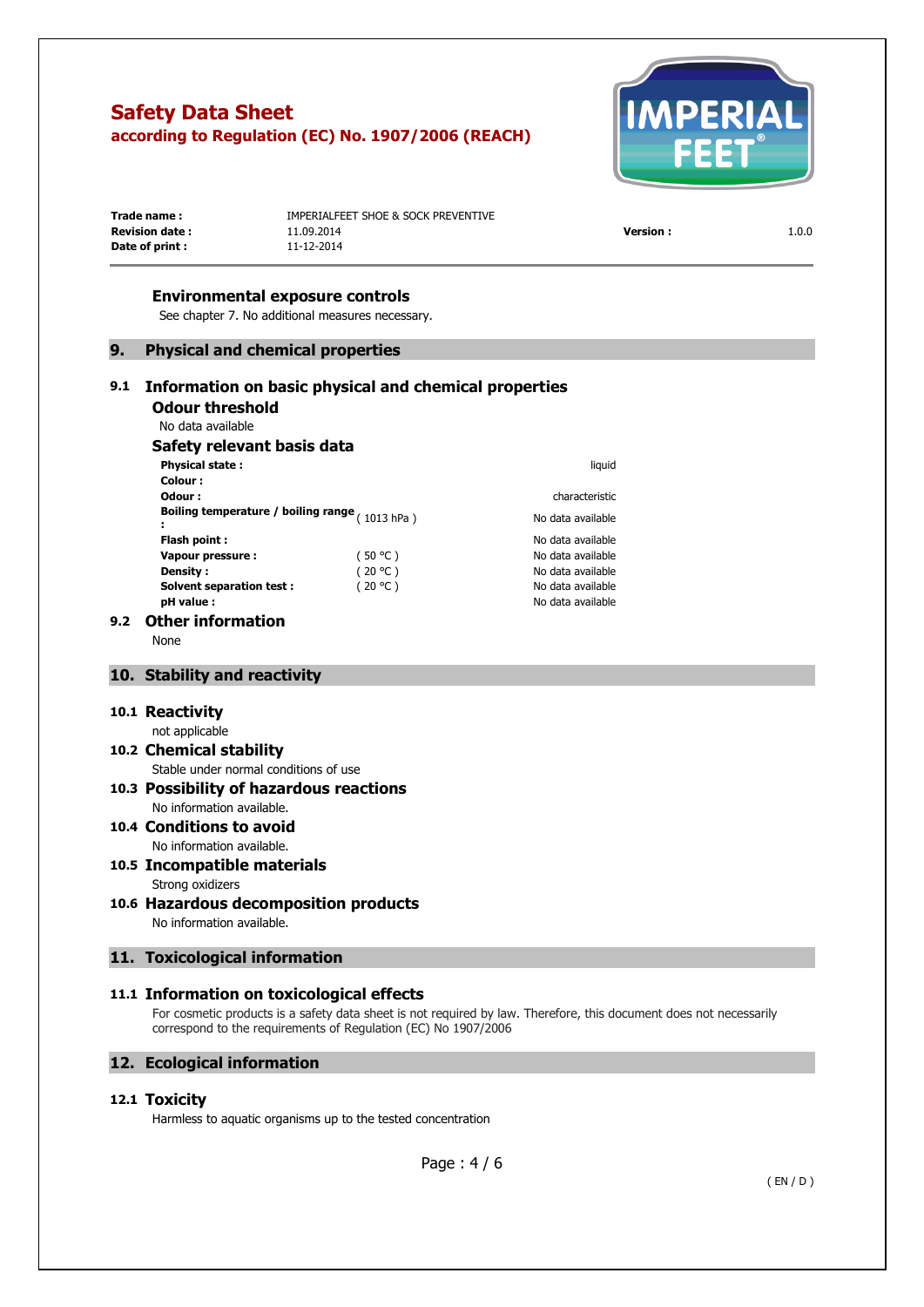### Environmental exposure controls

See chapter 7. No additional measures necessary.

## 9. Physical and chemical properties

### 9.1 Information on basic physical and chemical properties

#### Odour threshold

No data available

#### Safety relevant basis data

| | | |
|---|---|---|
| **Physical state :** | | liquid |
| **Colour :** | | |
| **Odour :** | | characteristic |
| **Boiling temperature / boiling range :** | ( 1013 hPa ) | No data available |
| **Flash point :** | | No data available |
| **Vapour pressure :** | ( 50 °C ) | No data available |
| **Density :** | ( 20 °C ) | No data available |
| **Solvent separation test :** | ( 20 °C ) | No data available |
| **pH value :** | | No data available |

### 9.2 Other information

None

## 10. Stability and reactivity

### 10.1 Reactivity

not applicable

### 10.2 Chemical stability

Stable under normal conditions of use

### 10.3 Possibility of hazardous reactions

No information available.

### 10.4 Conditions to avoid

No information available.

### 10.5 Incompatible materials

Strong oxidizers

### 10.6 Hazardous decomposition products

No information available.

## 11. Toxicological information

### 11.1 Information on toxicological effects

For cosmetic products is a safety data sheet is not required by law. Therefore, this document does not necessarily correspond to the requirements of Regulation (EC) No 1907/2006

## 12. Ecological information

### 12.1 Toxicity

Harmless to aquatic organisms up to the tested concentration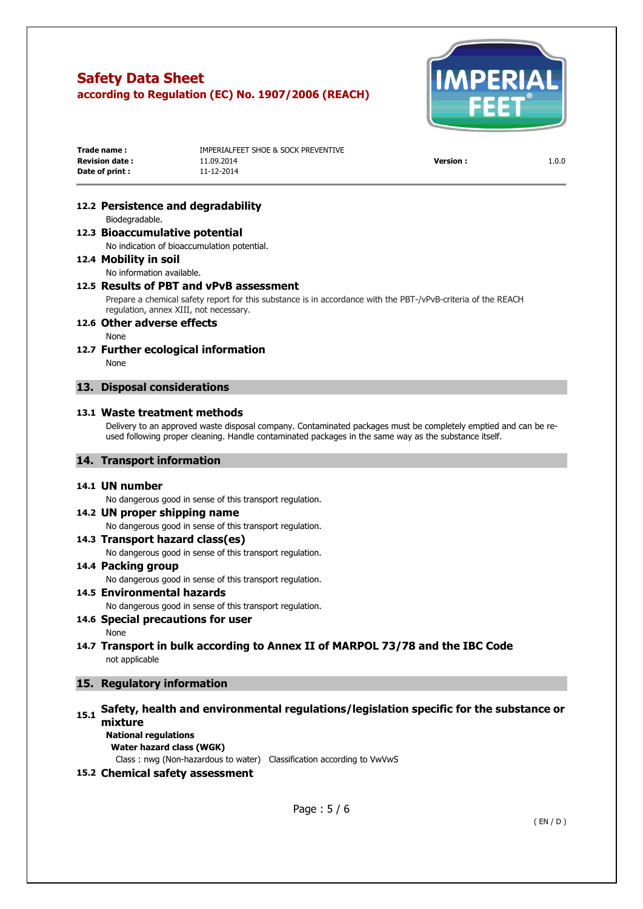### 12.2 Persistence and degradability

Biodegradable.

### 12.3 Bioaccumulative potential

No indication of bioaccumulation potential.

### 12.4 Mobility in soil

No information available.

### 12.5 Results of PBT and vPvB assessment

Prepare a chemical safety report for this substance is in accordance with the PBT-/vPvB-criteria of the REACH regulation, annex XIII, not necessary.

### 12.6 Other adverse effects

None

### 12.7 Further ecological information

None

## 13. Disposal considerations

### 13.1 Waste treatment methods

Delivery to an approved waste disposal company. Contaminated packages must be completely emptied and can be re-used following proper cleaning. Handle contaminated packages in the same way as the substance itself.

## 14. Transport information

### 14.1 UN number

No dangerous good in sense of this transport regulation.

### 14.2 UN proper shipping name

No dangerous good in sense of this transport regulation.

### 14.3 Transport hazard class(es)

No dangerous good in sense of this transport regulation.

### 14.4 Packing group

No dangerous good in sense of this transport regulation.

### 14.5 Environmental hazards

No dangerous good in sense of this transport regulation.

### 14.6 Special precautions for user

None

### 14.7 Transport in bulk according to Annex II of MARPOL 73/78 and the IBC Code

not applicable

## 15. Regulatory information

### 15.1 Safety, health and environmental regulations/legislation specific for the substance or mixture

**National regulations**

**Water hazard class (WGK)**

Class : nwg (Non-hazardous to water) Classification according to VwVwS

### 15.2 Chemical safety assessment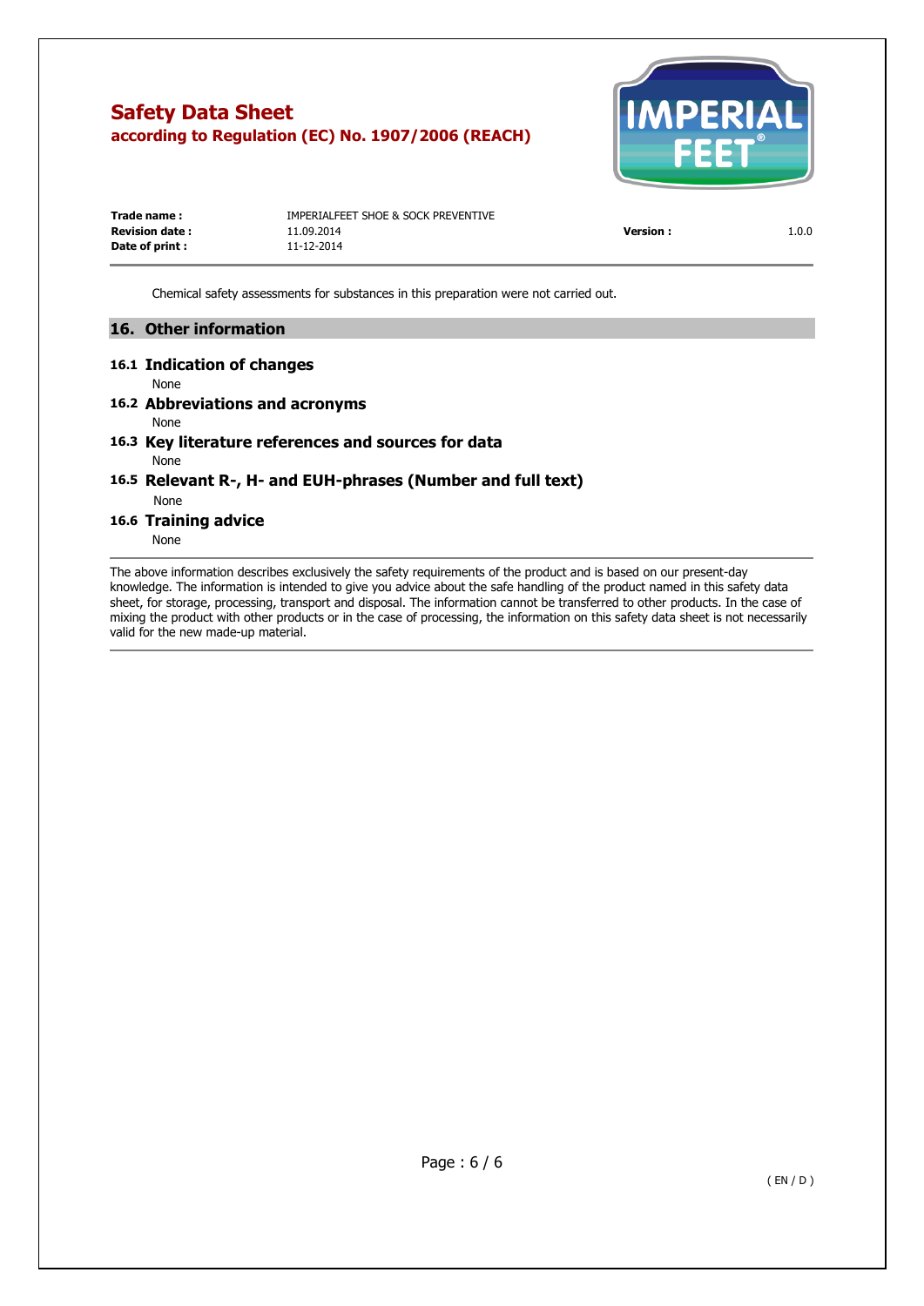Chemical safety assessments for substances in this preparation were not carried out.

## 16. Other information

### 16.1 Indication of changes

None

### 16.2 Abbreviations and acronyms

None

### 16.3 Key literature references and sources for data

None

### 16.5 Relevant R-, H- and EUH-phrases (Number and full text)

None

### 16.6 Training advice

None

---

The above information describes exclusively the safety requirements of the product and is based on our present-day knowledge. The information is intended to give you advice about the safe handling of the product named in this safety data sheet, for storage, processing, transport and disposal. The information cannot be transferred to other products. In the case of mixing the product with other products or in the case of processing, the information on this safety data sheet is not necessarily valid for the new made-up material.